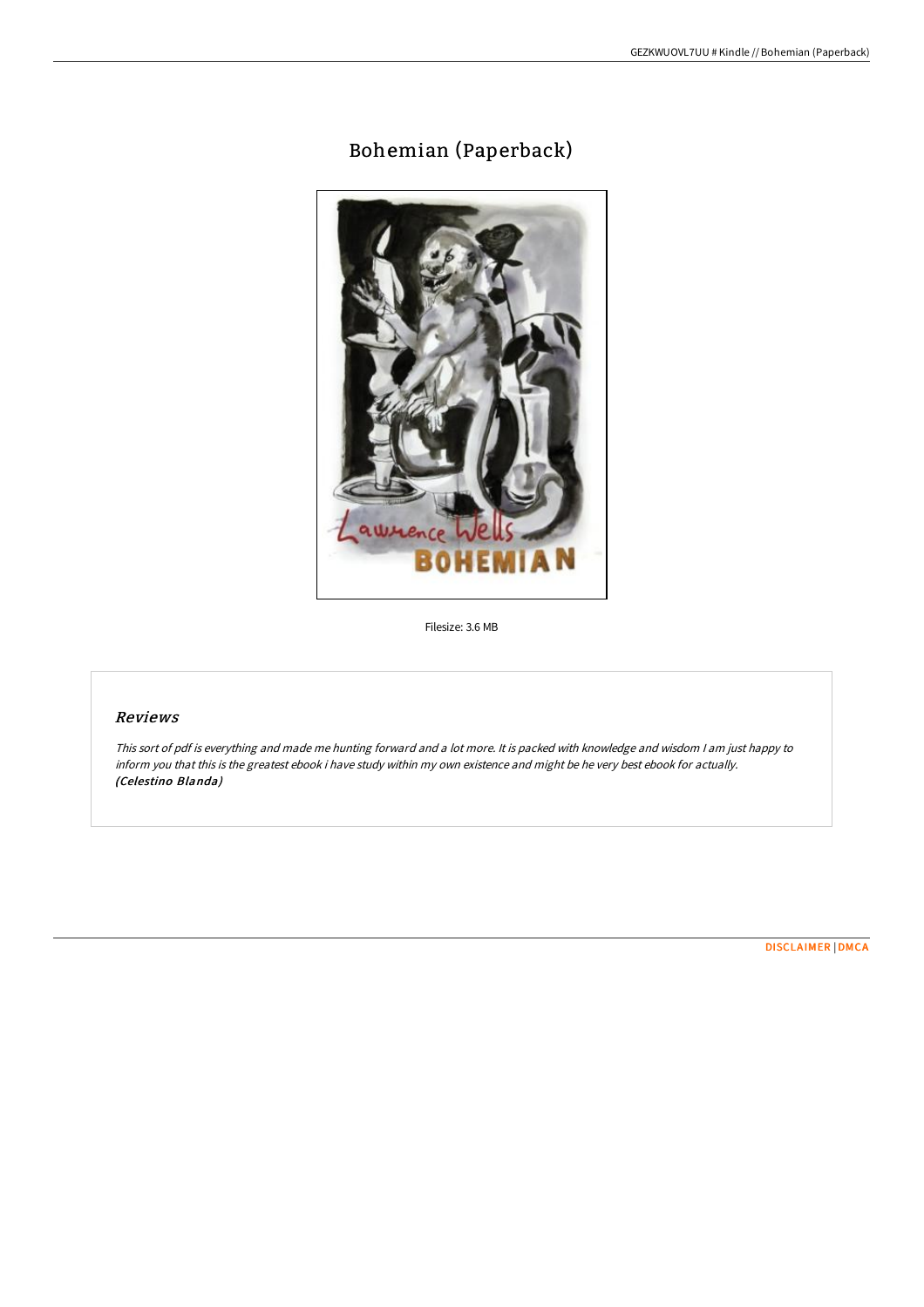# Bohemian (Paperback)

Filesize: 3.6 MB

## *Reviews*

*This sort of pdf is everything and made me hunting forward and a lot more. It is packed with knowledge and wisdom I am just happy to inform you that this is the greatest ebook i have study within my own existence and might be he very best ebook for actually.* ***(Celestino Blanda)***

DISCLAIMER | DMCA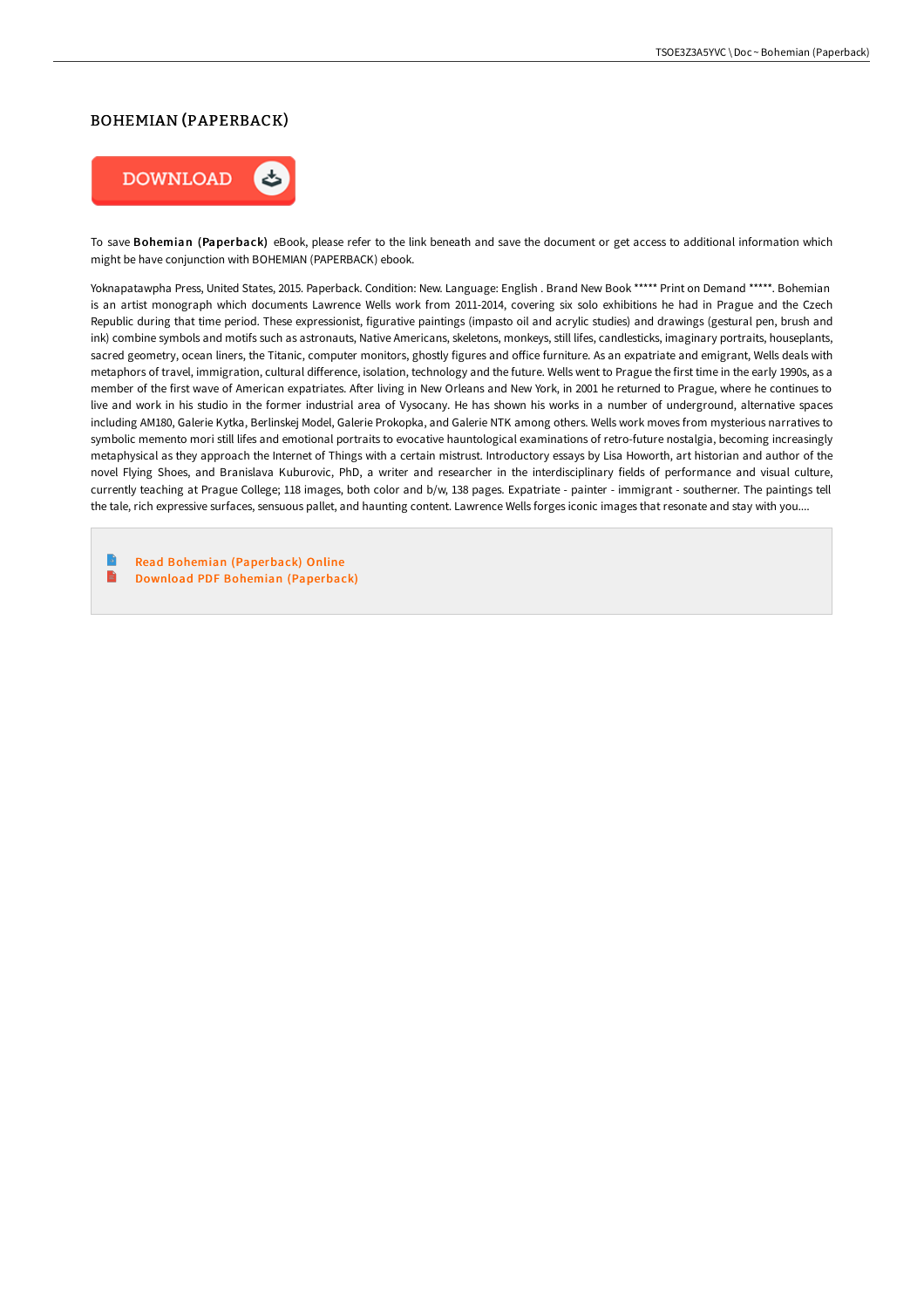# BOHEMIAN (PAPERBACK)

DOWNLOAD

To save **Bohemian (Paperback)** eBook, please refer to the link beneath and save the document or get access to additional information which might be have conjunction with BOHEMIAN (PAPERBACK) ebook.

Yoknapatawpha Press, United States, 2015. Paperback. Condition: New. Language: English . Brand New Book ***** Print on Demand *****. Bohemian is an artist monograph which documents Lawrence Wells work from 2011-2014, covering six solo exhibitions he had in Prague and the Czech Republic during that time period. These expressionist, figurative paintings (impasto oil and acrylic studies) and drawings (gestural pen, brush and ink) combine symbols and motifs such as astronauts, Native Americans, skeletons, monkeys, still lifes, candlesticks, imaginary portraits, houseplants, sacred geometry, ocean liners, the Titanic, computer monitors, ghostly figures and office furniture. As an expatriate and emigrant, Wells deals with metaphors of travel, immigration, cultural difference, isolation, technology and the future. Wells went to Prague the first time in the early 1990s, as a member of the first wave of American expatriates. After living in New Orleans and New York, in 2001 he returned to Prague, where he continues to live and work in his studio in the former industrial area of Vysocany. He has shown his works in a number of underground, alternative spaces including AM180, Galerie Kytka, Berlinskej Model, Galerie Prokopka, and Galerie NTK among others. Wells work moves from mysterious narratives to symbolic memento mori still lifes and emotional portraits to evocative hauntological examinations of retro-future nostalgia, becoming increasingly metaphysical as they approach the Internet of Things with a certain mistrust. Introductory essays by Lisa Howorth, art historian and author of the novel Flying Shoes, and Branislava Kuburovic, PhD, a writer and researcher in the interdisciplinary fields of performance and visual culture, currently teaching at Prague College; 118 images, both color and b/w, 138 pages. Expatriate - painter - immigrant - southerner. The paintings tell the tale, rich expressive surfaces, sensuous pallet, and haunting content. Lawrence Wells forges iconic images that resonate and stay with you....

- Read Bohemian (Paperback) Online
- Download PDF Bohemian (Paperback)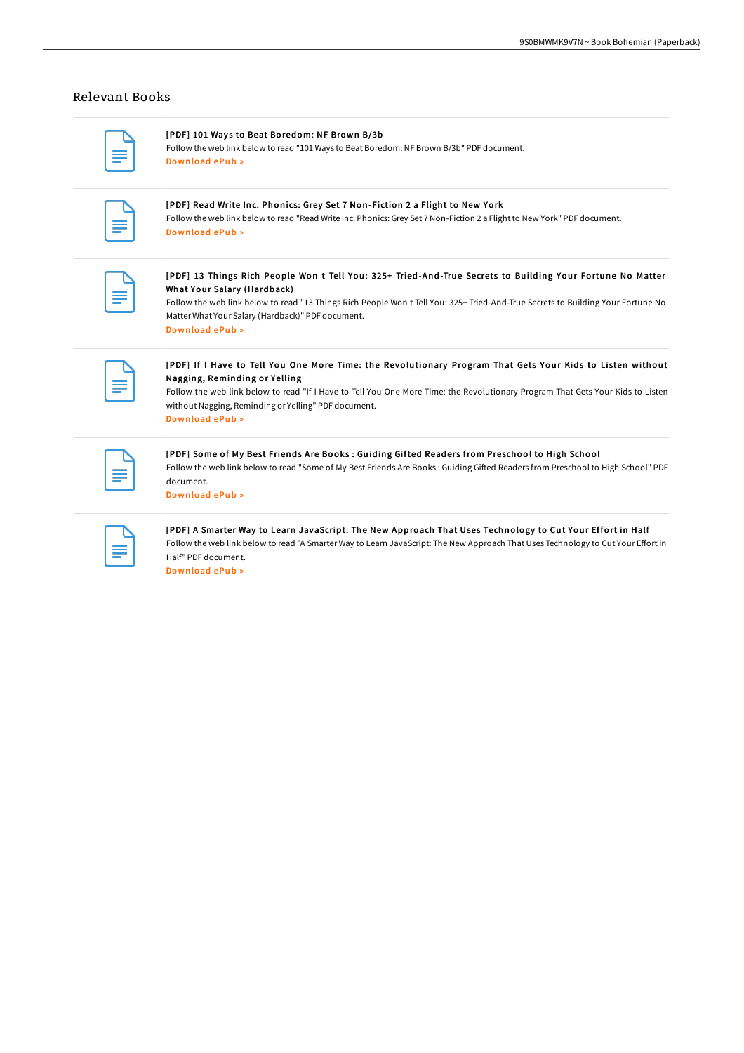## Relevant Books

**[PDF] 101 Ways to Beat Boredom: NF Brown B/3b**
Follow the web link below to read "101 Ways to Beat Boredom: NF Brown B/3b" PDF document.
Download ePub »

**[PDF] Read Write Inc. Phonics: Grey Set 7 Non-Fiction 2 a Flight to New York**
Follow the web link below to read "Read Write Inc. Phonics: Grey Set 7 Non-Fiction 2 a Flight to New York" PDF document.
Download ePub »

**[PDF] 13 Things Rich People Won t Tell You: 325+ Tried-And-True Secrets to Building Your Fortune No Matter What Your Salary (Hardback)**
Follow the web link below to read "13 Things Rich People Won t Tell You: 325+ Tried-And-True Secrets to Building Your Fortune No Matter What Your Salary (Hardback)" PDF document.
Download ePub »

**[PDF] If I Have to Tell You One More Time: the Revolutionary Program That Gets Your Kids to Listen without Nagging, Reminding or Yelling**
Follow the web link below to read "If I Have to Tell You One More Time: the Revolutionary Program That Gets Your Kids to Listen without Nagging, Reminding or Yelling" PDF document.
Download ePub »

**[PDF] Some of My Best Friends Are Books : Guiding Gifted Readers from Preschool to High School**
Follow the web link below to read "Some of My Best Friends Are Books : Guiding Gifted Readers from Preschool to High School" PDF document.
Download ePub »

**[PDF] A Smarter Way to Learn JavaScript: The New Approach That Uses Technology to Cut Your Effort in Half**
Follow the web link below to read "A Smarter Way to Learn JavaScript: The New Approach That Uses Technology to Cut Your Effort in Half" PDF document.
Download ePub »